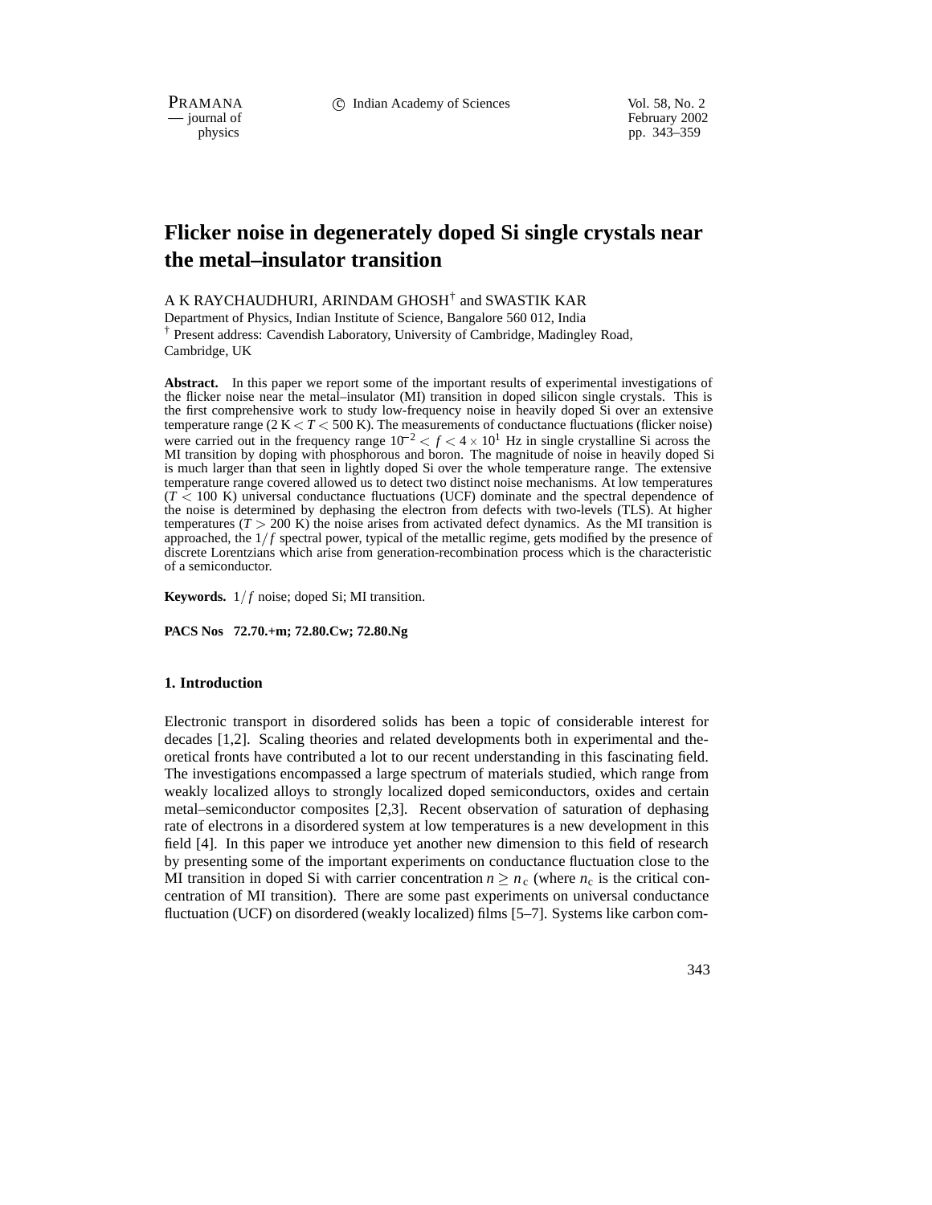# Flicker noise in degenerately doped Si single crystals near the metal–insulator transition

A K RAYCHAUDHURI, ARINDAM GHOSH[†] and SWASTIK KAR

Department of Physics, Indian Institute of Science, Bangalore 560 012, India

[†] Present address: Cavendish Laboratory, University of Cambridge, Madingley Road, Cambridge, UK

**Abstract.** In this paper we report some of the important results of experimental investigations of the flicker noise near the metal–insulator (MI) transition in doped silicon single crystals. This is the first comprehensive work to study low-frequency noise in heavily doped Si over an extensive temperature range (2 K $< T <$ 500 K). The measurements of conductance fluctuations (flicker noise) were carried out in the frequency range $10^{-2} < f < 4 \times 10^{1}$ Hz in single crystalline Si across the MI transition by doping with phosphorous and boron. The magnitude of noise in heavily doped Si is much larger than that seen in lightly doped Si over the whole temperature range. The extensive temperature range covered allowed us to detect two distinct noise mechanisms. At low temperatures ($T <$ 100 K) universal conductance fluctuations (UCF) dominate and the spectral dependence of the noise is determined by dephasing the electron from defects with two-levels (TLS). At higher temperatures ($T >$ 200 K) the noise arises from activated defect dynamics. As the MI transition is approached, the $1/f$ spectral power, typical of the metallic regime, gets modified by the presence of discrete Lorentzians which arise from generation-recombination process which is the characteristic of a semiconductor.

**Keywords.** $1/f$ noise; doped Si; MI transition.

**PACS Nos 72.70.+m; 72.80.Cw; 72.80.Ng**

## 1. Introduction

Electronic transport in disordered solids has been a topic of considerable interest for decades [1,2]. Scaling theories and related developments both in experimental and theoretical fronts have contributed a lot to our recent understanding in this fascinating field. The investigations encompassed a large spectrum of materials studied, which range from weakly localized alloys to strongly localized doped semiconductors, oxides and certain metal–semiconductor composites [2,3]. Recent observation of saturation of dephasing rate of electrons in a disordered system at low temperatures is a new development in this field [4]. In this paper we introduce yet another new dimension to this field of research by presenting some of the important experiments on conductance fluctuation close to the MI transition in doped Si with carrier concentration $n \geq n_c$ (where $n_c$ is the critical concentration of MI transition). There are some past experiments on universal conductance fluctuation (UCF) on disordered (weakly localized) films [5–7]. Systems like carbon com-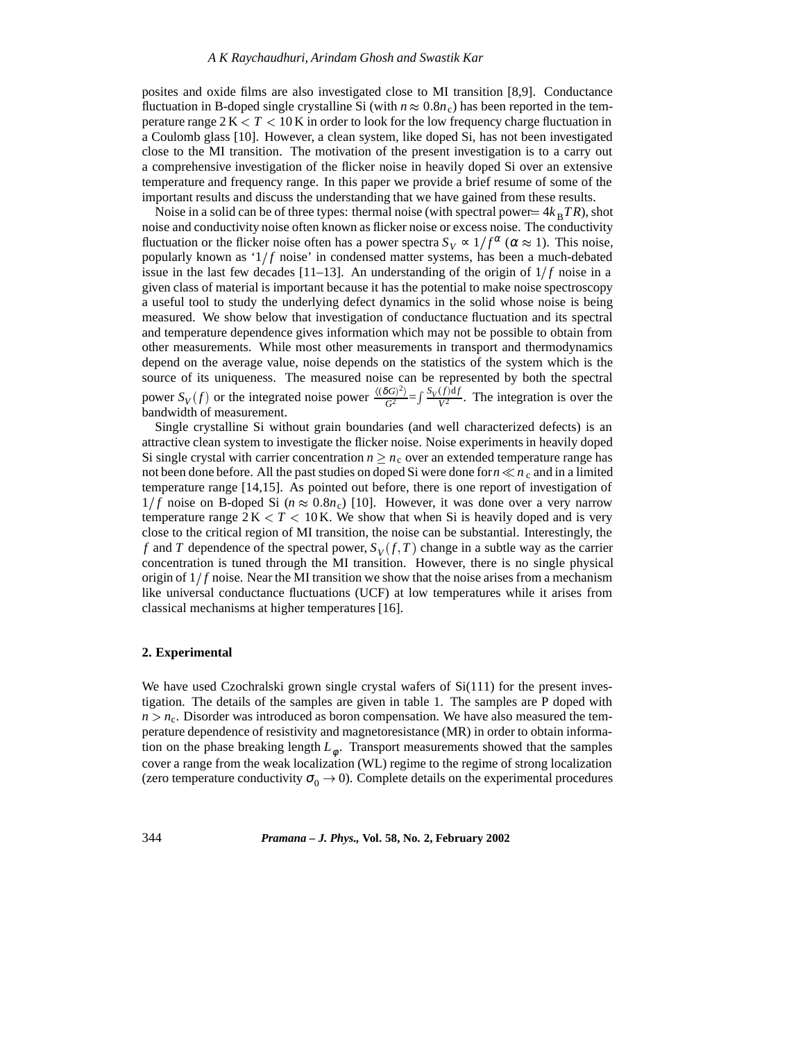posites and oxide films are also investigated close to MI transition [8,9]. Conductance fluctuation in B-doped single crystalline Si (with $n \approx 0.8n_c$) has been reported in the temperature range $2\,\mathrm{K} < T < 10\,\mathrm{K}$ in order to look for the low frequency charge fluctuation in a Coulomb glass [10]. However, a clean system, like doped Si, has not been investigated close to the MI transition. The motivation of the present investigation is to a carry out a comprehensive investigation of the flicker noise in heavily doped Si over an extensive temperature and frequency range. In this paper we provide a brief resume of some of the important results and discuss the understanding that we have gained from these results.

Noise in a solid can be of three types: thermal noise (with spectral power$= 4k_BTR$), shot noise and conductivity noise often known as flicker noise or excess noise. The conductivity fluctuation or the flicker noise often has a power spectra $S_V \propto 1/f^{\alpha}$ ($\alpha \approx 1$). This noise, popularly known as '$1/f$ noise' in condensed matter systems, has been a much-debated issue in the last few decades [11–13]. An understanding of the origin of $1/f$ noise in a given class of material is important because it has the potential to make noise spectroscopy a useful tool to study the underlying defect dynamics in the solid whose noise is being measured. We show below that investigation of conductance fluctuation and its spectral and temperature dependence gives information which may not be possible to obtain from other measurements. While most other measurements in transport and thermodynamics depend on the average value, noise depends on the statistics of the system which is the source of its uniqueness. The measured noise can be represented by both the spectral power $S_V(f)$ or the integrated noise power $\frac{\langle(\delta G)^2\rangle}{G^2} = \int \frac{S_V(f)\mathrm{d}f}{V^2}$. The integration is over the bandwidth of measurement.

Single crystalline Si without grain boundaries (and well characterized defects) is an attractive clean system to investigate the flicker noise. Noise experiments in heavily doped Si single crystal with carrier concentration $n \geq n_c$ over an extended temperature range has not been done before. All the past studies on doped Si were done for $n \ll n_c$ and in a limited temperature range [14,15]. As pointed out before, there is one report of investigation of $1/f$ noise on B-doped Si ($n \approx 0.8n_c$) [10]. However, it was done over a very narrow temperature range $2\,\mathrm{K} < T < 10\,\mathrm{K}$. We show that when Si is heavily doped and is very close to the critical region of MI transition, the noise can be substantial. Interestingly, the $f$ and $T$ dependence of the spectral power, $S_V(f,T)$ change in a subtle way as the carrier concentration is tuned through the MI transition. However, there is no single physical origin of $1/f$ noise. Near the MI transition we show that the noise arises from a mechanism like universal conductance fluctuations (UCF) at low temperatures while it arises from classical mechanisms at higher temperatures [16].

## 2. Experimental

We have used Czochralski grown single crystal wafers of Si(111) for the present investigation. The details of the samples are given in table 1. The samples are P doped with $n > n_c$. Disorder was introduced as boron compensation. We have also measured the temperature dependence of resistivity and magnetoresistance (MR) in order to obtain information on the phase breaking length $L_{\varphi}$. Transport measurements showed that the samples cover a range from the weak localization (WL) regime to the regime of strong localization (zero temperature conductivity $\sigma_0 \rightarrow 0$). Complete details on the experimental procedures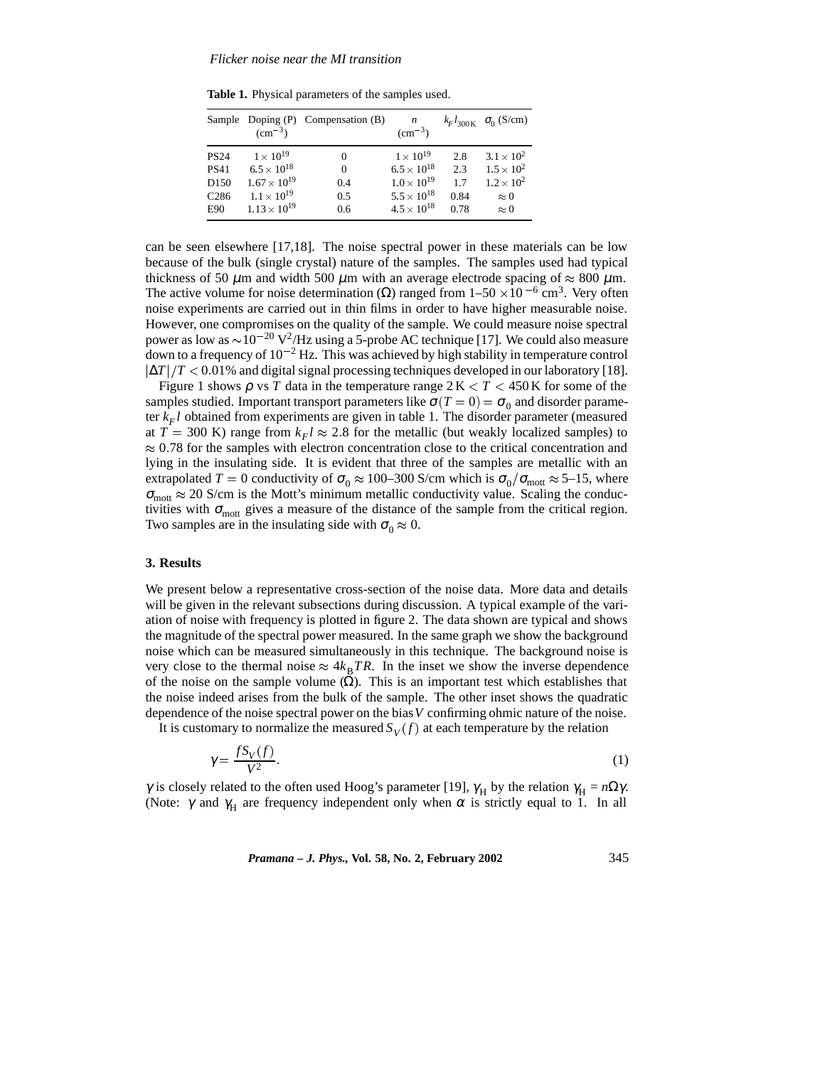**Table 1.** Physical parameters of the samples used.

| Sample | Doping (P) ($\mathrm{cm}^{-3}$) | Compensation (B) | $n$ ($\mathrm{cm}^{-3}$) | $k_F l_{300\,\mathrm{K}}$ | $\sigma_0$ (S/cm) |
|---|---|---|---|---|---|
| PS24 | $1 \times 10^{19}$ | 0 | $1 \times 10^{19}$ | 2.8 | $3.1 \times 10^2$ |
| PS41 | $6.5 \times 10^{18}$ | 0 | $6.5 \times 10^{18}$ | 2.3 | $1.5 \times 10^2$ |
| D150 | $1.67 \times 10^{19}$ | 0.4 | $1.0 \times 10^{19}$ | 1.7 | $1.2 \times 10^2$ |
| C286 | $1.1 \times 10^{19}$ | 0.5 | $5.5 \times 10^{18}$ | 0.84 | $\approx 0$ |
| E90 | $1.13 \times 10^{19}$ | 0.6 | $4.5 \times 10^{18}$ | 0.78 | $\approx 0$ |

can be seen elsewhere [17,18]. The noise spectral power in these materials can be low because of the bulk (single crystal) nature of the samples. The samples used had typical thickness of 50 $\mu$m and width 500 $\mu$m with an average electrode spacing of $\approx$ 800 $\mu$m. The active volume for noise determination ($\Omega$) ranged from 1–50 $\times 10^{-6}$ cm$^3$. Very often noise experiments are carried out in thin films in order to have higher measurable noise. However, one compromises on the quality of the sample. We could measure noise spectral power as low as $\sim 10^{-20}$ V$^2$/Hz using a 5-probe AC technique [17]. We could also measure down to a frequency of $10^{-2}$ Hz. This was achieved by high stability in temperature control $|\Delta T|/T < 0.01\%$ and digital signal processing techniques developed in our laboratory [18].

Figure 1 shows $\rho$ vs $T$ data in the temperature range $2\,\mathrm{K} < T < 450\,\mathrm{K}$ for some of the samples studied. Important transport parameters like $\sigma(T=0) = \sigma_0$ and disorder parameter $k_F l$ obtained from experiments are given in table 1. The disorder parameter (measured at $T$ = 300 K) range from $k_F l \approx 2.8$ for the metallic (but weakly localized samples) to $\approx 0.78$ for the samples with electron concentration close to the critical concentration and lying in the insulating side. It is evident that three of the samples are metallic with an extrapolated $T = 0$ conductivity of $\sigma_0 \approx 100$–$300$ S/cm which is $\sigma_0/\sigma_{\mathrm{mott}} \approx 5$–$15$, where $\sigma_{\mathrm{mott}} \approx 20$ S/cm is the Mott's minimum metallic conductivity value. Scaling the conductivities with $\sigma_{\mathrm{mott}}$ gives a measure of the distance of the sample from the critical region. Two samples are in the insulating side with $\sigma_0 \approx 0$.

## 3. Results

We present below a representative cross-section of the noise data. More data and details will be given in the relevant subsections during discussion. A typical example of the variation of noise with frequency is plotted in figure 2. The data shown are typical and shows the magnitude of the spectral power measured. In the same graph we show the background noise which can be measured simultaneously in this technique. The background noise is very close to the thermal noise $\approx 4k_B TR$. In the inset we show the inverse dependence of the noise on the sample volume ($\Omega$). This is an important test which establishes that the noise indeed arises from the bulk of the sample. The other inset shows the quadratic dependence of the noise spectral power on the bias $V$ confirming ohmic nature of the noise.

It is customary to normalize the measured $S_V(f)$ at each temperature by the relation

$$\gamma = \frac{f S_V(f)}{V^2}. \tag{1}$$

$\gamma$ is closely related to the often used Hoog's parameter [19], $\gamma_{\mathrm{H}}$ by the relation $\gamma_{\mathrm{H}} = n\Omega\gamma$. (Note: $\gamma$ and $\gamma_{\mathrm{H}}$ are frequency independent only when $\alpha$ is strictly equal to 1. In all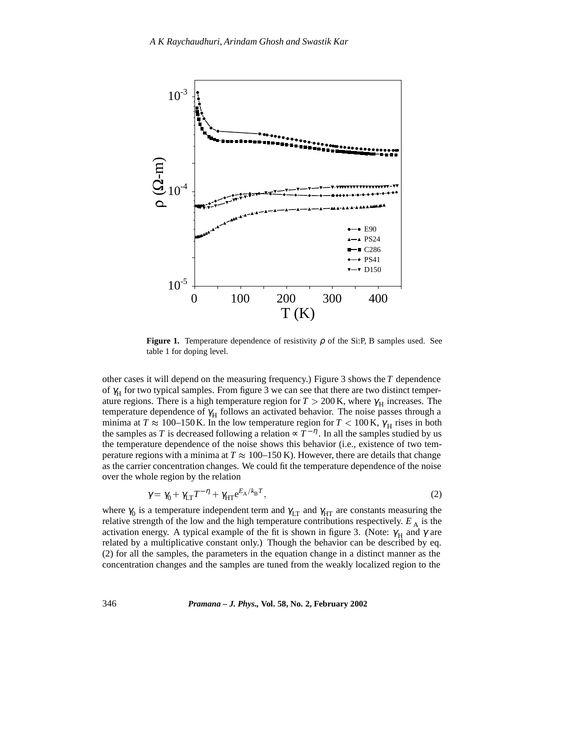**Figure 1.** Temperature dependence of resistivity $\rho$ of the Si:P, B samples used. See table 1 for doping level.

other cases it will depend on the measuring frequency.) Figure 3 shows the $T$ dependence of $\gamma_H$ for two typical samples. From figure 3 we can see that there are two distinct temperature regions. There is a high temperature region for $T > 200$ K, where $\gamma_H$ increases. The temperature dependence of $\gamma_H$ follows an activated behavior. The noise passes through a minima at $T \approx 100$–$150$ K. In the low temperature region for $T < 100$ K, $\gamma_H$ rises in both the samples as $T$ is decreased following a relation $\propto T^{-\eta}$. In all the samples studied by us the temperature dependence of the noise shows this behavior (i.e., existence of two temperature regions with a minima at $T \approx 100$–$150$ K). However, there are details that change as the carrier concentration changes. We could fit the temperature dependence of the noise over the whole region by the relation

$$\gamma = \gamma_0 + \gamma_{LT} T^{-\eta} + \gamma_{HT} e^{E_A/k_B T}, \tag{2}$$

where $\gamma_0$ is a temperature independent term and $\gamma_{LT}$ and $\gamma_{HT}$ are constants measuring the relative strength of the low and the high temperature contributions respectively. $E_A$ is the activation energy. A typical example of the fit is shown in figure 3. (Note: $\gamma_H$ and $\gamma$ are related by a multiplicative constant only.) Though the behavior can be described by eq. (2) for all the samples, the parameters in the equation change in a distinct manner as the concentration changes and the samples are tuned from the weakly localized region to the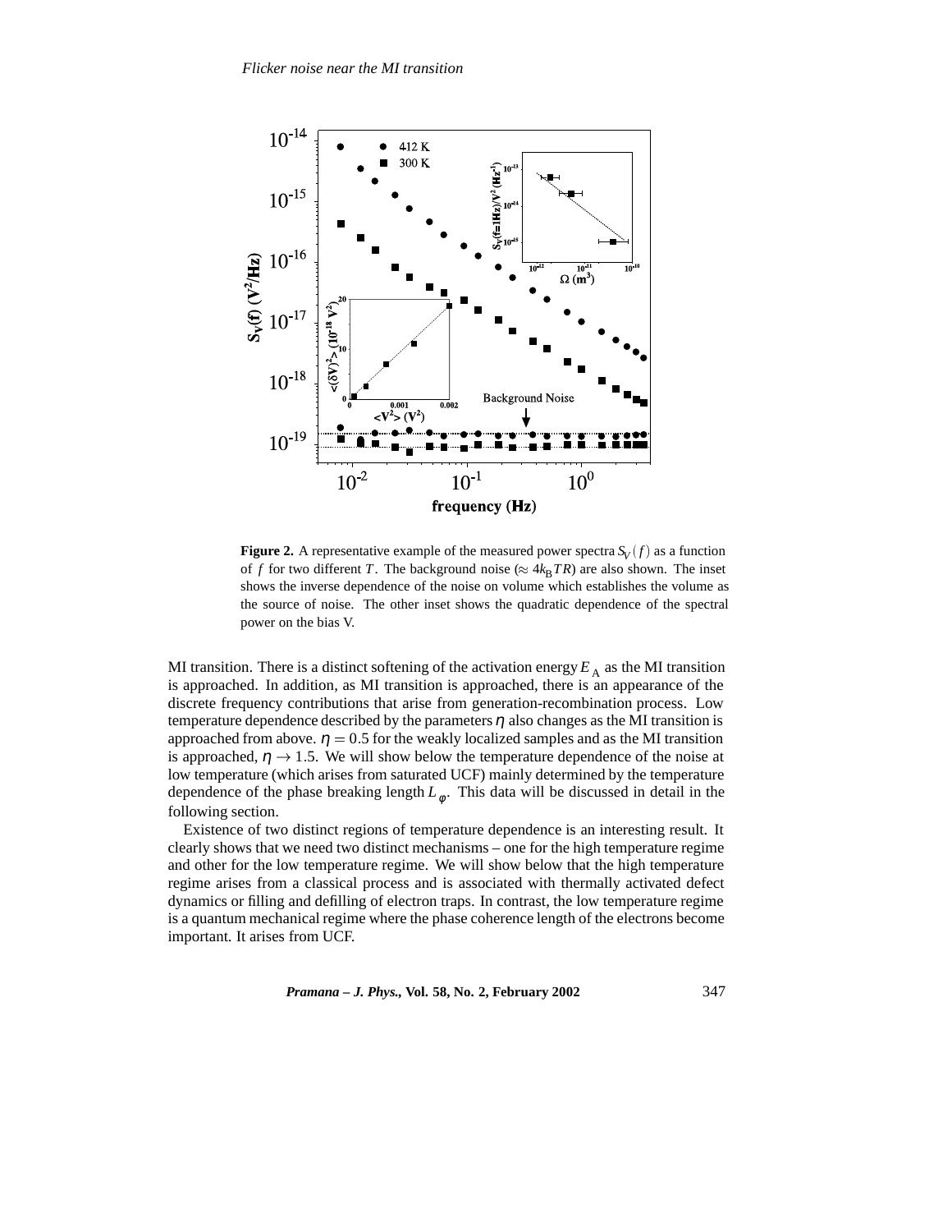**Figure 2.** A representative example of the measured power spectra $S_V(f)$ as a function of $f$ for two different $T$. The background noise ($\approx 4k_BTR$) are also shown. The inset shows the inverse dependence of the noise on volume which establishes the volume as the source of noise. The other inset shows the quadratic dependence of the spectral power on the bias V.

MI transition. There is a distinct softening of the activation energy $E_A$ as the MI transition is approached. In addition, as MI transition is approached, there is an appearance of the discrete frequency contributions that arise from generation-recombination process. Low temperature dependence described by the parameters $\eta$ also changes as the MI transition is approached from above. $\eta = 0.5$ for the weakly localized samples and as the MI transition is approached, $\eta \rightarrow 1.5$. We will show below the temperature dependence of the noise at low temperature (which arises from saturated UCF) mainly determined by the temperature dependence of the phase breaking length $L_\varphi$. This data will be discussed in detail in the following section.

Existence of two distinct regions of temperature dependence is an interesting result. It clearly shows that we need two distinct mechanisms – one for the high temperature regime and other for the low temperature regime. We will show below that the high temperature regime arises from a classical process and is associated with thermally activated defect dynamics or filling and defilling of electron traps. In contrast, the low temperature regime is a quantum mechanical regime where the phase coherence length of the electrons become important. It arises from UCF.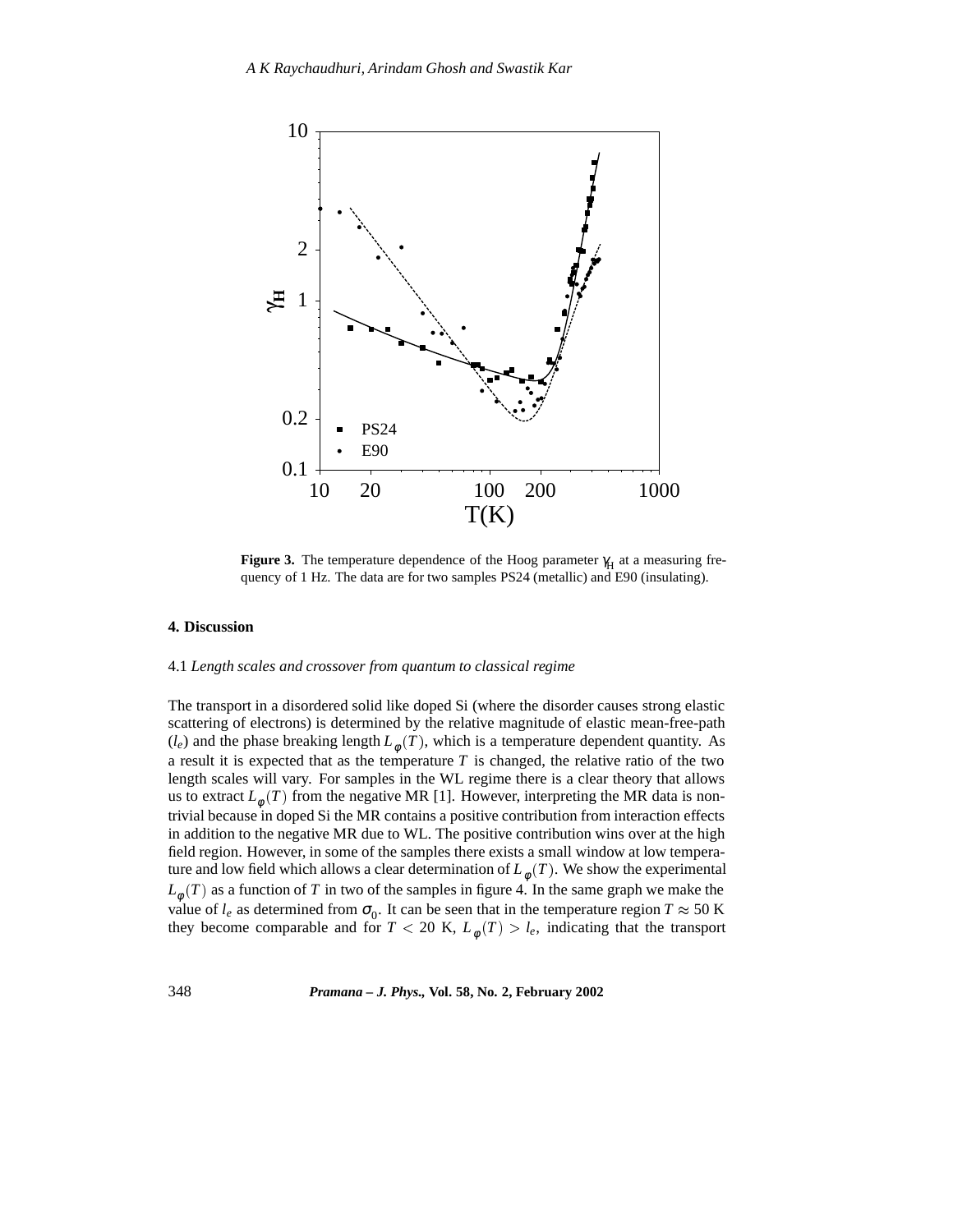**Figure 3.** The temperature dependence of the Hoog parameter $\gamma_H$ at a measuring frequency of 1 Hz. The data are for two samples PS24 (metallic) and E90 (insulating).

## 4. Discussion

### 4.1 *Length scales and crossover from quantum to classical regime*

The transport in a disordered solid like doped Si (where the disorder causes strong elastic scattering of electrons) is determined by the relative magnitude of elastic mean-free-path ($l_e$) and the phase breaking length $L_\phi(T)$, which is a temperature dependent quantity. As a result it is expected that as the temperature $T$ is changed, the relative ratio of the two length scales will vary. For samples in the WL regime there is a clear theory that allows us to extract $L_\phi(T)$ from the negative MR [1]. However, interpreting the MR data is non-trivial because in doped Si the MR contains a positive contribution from interaction effects in addition to the negative MR due to WL. The positive contribution wins over at the high field region. However, in some of the samples there exists a small window at low temperature and low field which allows a clear determination of $L_\phi(T)$. We show the experimental $L_\phi(T)$ as a function of $T$ in two of the samples in figure 4. In the same graph we make the value of $l_e$ as determined from $\sigma_0$. It can be seen that in the temperature region $T \approx 50$ K they become comparable and for $T < 20$ K, $L_\phi(T) > l_e$, indicating that the transport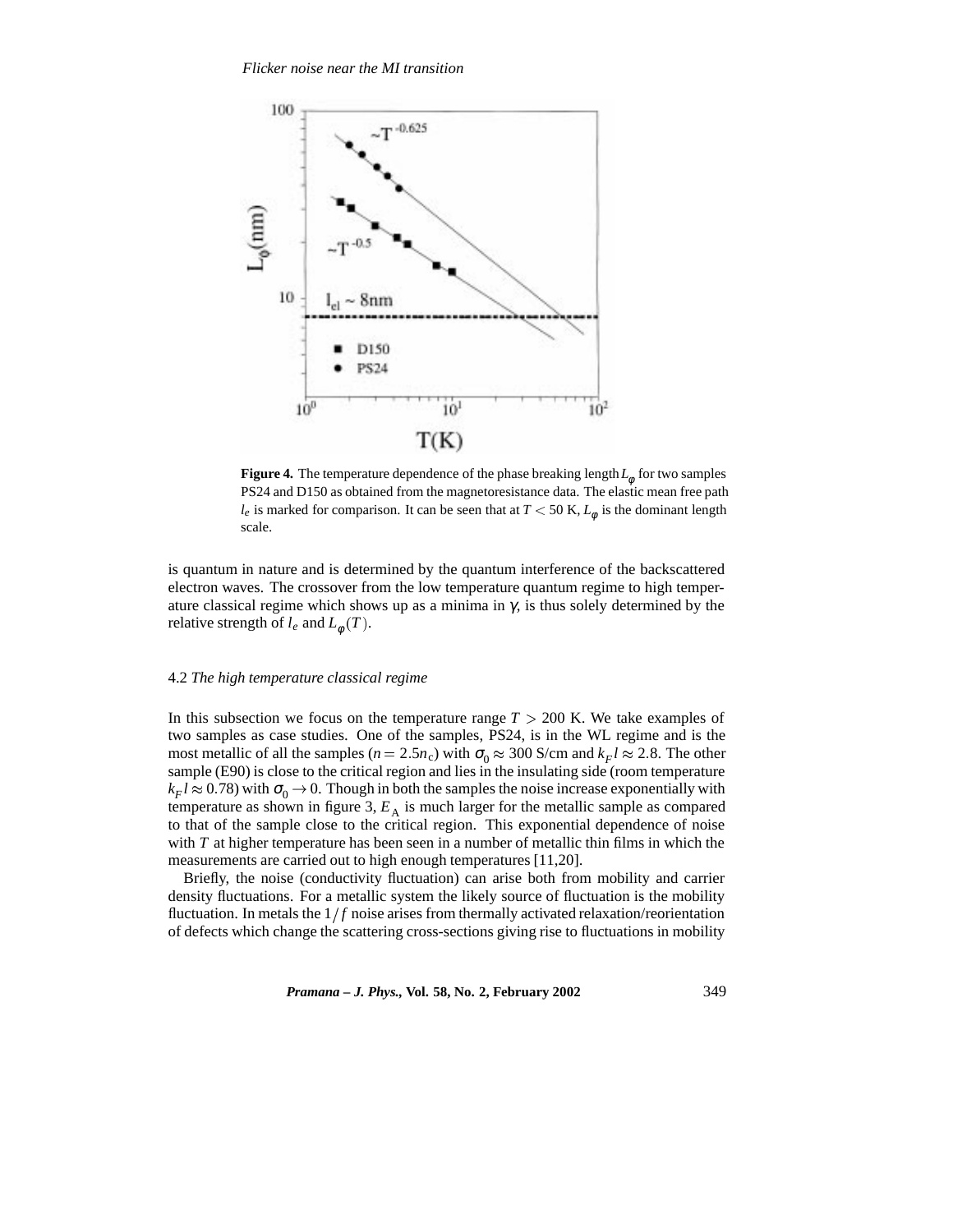**Figure 4.** The temperature dependence of the phase breaking length $L_\phi$ for two samples PS24 and D150 as obtained from the magnetoresistance data. The elastic mean free path $l_e$ is marked for comparison. It can be seen that at $T < 50$ K, $L_\phi$ is the dominant length scale.

is quantum in nature and is determined by the quantum interference of the backscattered electron waves. The crossover from the low temperature quantum regime to high temperature classical regime which shows up as a minima in $\gamma$, is thus solely determined by the relative strength of $l_e$ and $L_\phi(T)$.

### 4.2 *The high temperature classical regime*

In this subsection we focus on the temperature range $T > 200$ K. We take examples of two samples as case studies. One of the samples, PS24, is in the WL regime and is the most metallic of all the samples ($n = 2.5n_c$) with $\sigma_0 \approx 300$ S/cm and $k_F l \approx 2.8$. The other sample (E90) is close to the critical region and lies in the insulating side (room temperature $k_F l \approx 0.78$) with $\sigma_0 \to 0$. Though in both the samples the noise increase exponentially with temperature as shown in figure 3, $E_A$ is much larger for the metallic sample as compared to that of the sample close to the critical region. This exponential dependence of noise with $T$ at higher temperature has been seen in a number of metallic thin films in which the measurements are carried out to high enough temperatures [11,20].

Briefly, the noise (conductivity fluctuation) can arise both from mobility and carrier density fluctuations. For a metallic system the likely source of fluctuation is the mobility fluctuation. In metals the $1/f$ noise arises from thermally activated relaxation/reorientation of defects which change the scattering cross-sections giving rise to fluctuations in mobility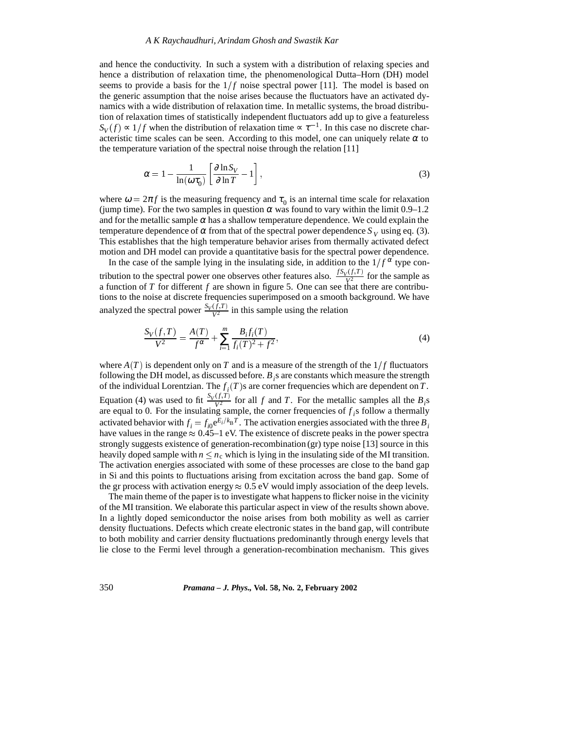and hence the conductivity. In such a system with a distribution of relaxing species and hence a distribution of relaxation time, the phenomenological Dutta–Horn (DH) model seems to provide a basis for the $1/f$ noise spectral power [11]. The model is based on the generic assumption that the noise arises because the fluctuators have an activated dynamics with a wide distribution of relaxation time. In metallic systems, the broad distribution of relaxation times of statistically independent fluctuators add up to give a featureless $S_V(f) \propto 1/f$ when the distribution of relaxation time $\propto \tau^{-1}$. In this case no discrete characteristic time scales can be seen. According to this model, one can uniquely relate $\alpha$ to the temperature variation of the spectral noise through the relation [11]

$$\alpha = 1 - \frac{1}{\ln(\omega\tau_0)}\left[\frac{\partial \ln S_V}{\partial \ln T} - 1\right], \tag{3}$$

where $\omega = 2\pi f$ is the measuring frequency and $\tau_0$ is an internal time scale for relaxation (jump time). For the two samples in question $\alpha$ was found to vary within the limit 0.9–1.2 and for the metallic sample $\alpha$ has a shallow temperature dependence. We could explain the temperature dependence of $\alpha$ from that of the spectral power dependence $S_V$ using eq. (3). This establishes that the high temperature behavior arises from thermally activated defect motion and DH model can provide a quantitative basis for the spectral power dependence.

In the case of the sample lying in the insulating side, in addition to the $1/f^{\alpha}$ type contribution to the spectral power one observes other features also. $\frac{fS_V(f,T)}{V^2}$ for the sample as a function of $T$ for different $f$ are shown in figure 5. One can see that there are contributions to the noise at discrete frequencies superimposed on a smooth background. We have analyzed the spectral power $\frac{S_V(f,T)}{V^2}$ in this sample using the relation

$$\frac{S_V(f,T)}{V^2} = \frac{A(T)}{f^{\alpha}} + \sum_{i=1}^{m} \frac{B_i f_i(T)}{f_i(T)^2 + f^2}, \tag{4}$$

where $A(T)$ is dependent only on $T$ and is a measure of the strength of the $1/f$ fluctuators following the DH model, as discussed before. $B_i$s are constants which measure the strength of the individual Lorentzian. The $f_i(T)$s are corner frequencies which are dependent on $T$. Equation (4) was used to fit $\frac{S_V(f,T)}{V^2}$ for all $f$ and $T$. For the metallic samples all the $B_i$s are equal to 0. For the insulating sample, the corner frequencies of $f_i$s follow a thermally activated behavior with $f_i = f_{i0}\mathrm{e}^{E_i/k_{\mathrm{B}}T}$. The activation energies associated with the three $B_i$ have values in the range $\approx$ 0.45–1 eV. The existence of discrete peaks in the power spectra strongly suggests existence of generation-recombination (gr) type noise [13] source in this heavily doped sample with $n \leq n_{\mathrm{c}}$ which is lying in the insulating side of the MI transition. The activation energies associated with some of these processes are close to the band gap in Si and this points to fluctuations arising from excitation across the band gap. Some of the gr process with activation energy $\approx$ 0.5 eV would imply association of the deep levels.

The main theme of the paper is to investigate what happens to flicker noise in the vicinity of the MI transition. We elaborate this particular aspect in view of the results shown above. In a lightly doped semiconductor the noise arises from both mobility as well as carrier density fluctuations. Defects which create electronic states in the band gap, will contribute to both mobility and carrier density fluctuations predominantly through energy levels that lie close to the Fermi level through a generation-recombination mechanism. This gives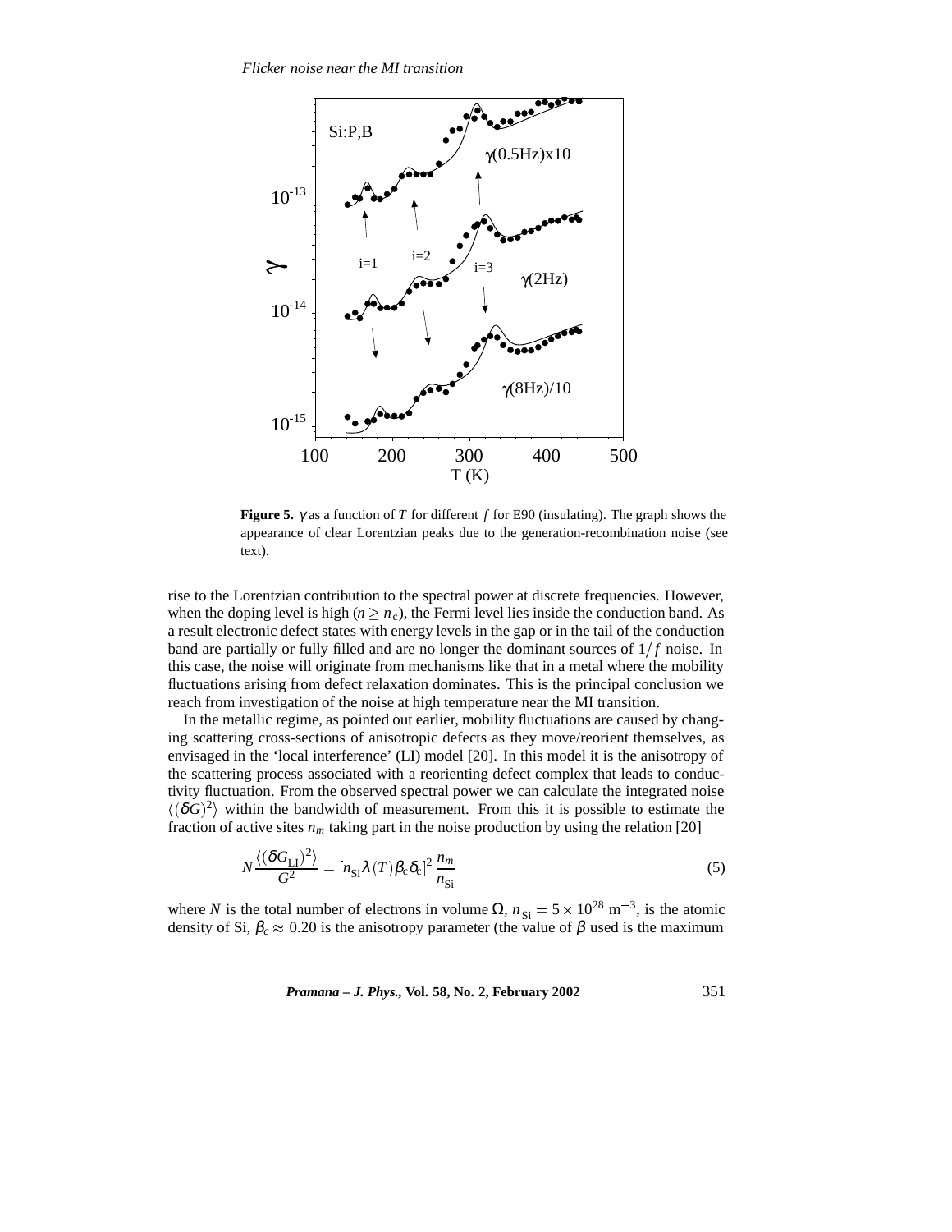**Figure 5.** $\gamma$ as a function of $T$ for different $f$ for E90 (insulating). The graph shows the appearance of clear Lorentzian peaks due to the generation-recombination noise (see text).

rise to the Lorentzian contribution to the spectral power at discrete frequencies. However, when the doping level is high ($n \geq n_c$), the Fermi level lies inside the conduction band. As a result electronic defect states with energy levels in the gap or in the tail of the conduction band are partially or fully filled and are no longer the dominant sources of $1/f$ noise. In this case, the noise will originate from mechanisms like that in a metal where the mobility fluctuations arising from defect relaxation dominates. This is the principal conclusion we reach from investigation of the noise at high temperature near the MI transition.

In the metallic regime, as pointed out earlier, mobility fluctuations are caused by changing scattering cross-sections of anisotropic defects as they move/reorient themselves, as envisaged in the 'local interference' (LI) model [20]. In this model it is the anisotropy of the scattering process associated with a reorienting defect complex that leads to conductivity fluctuation. From the observed spectral power we can calculate the integrated noise $\langle(\delta G)^2\rangle$ within the bandwidth of measurement. From this it is possible to estimate the fraction of active sites $n_m$ taking part in the noise production by using the relation [20]

$$N\frac{\langle(\delta G_{\mathrm{LI}})^2\rangle}{G^2} = [n_{\mathrm{Si}}\lambda(T)\beta_c\delta_c]^2\,\frac{n_m}{n_{\mathrm{Si}}} \tag{5}$$

where $N$ is the total number of electrons in volume $\Omega$, $n_{\mathrm{Si}} = 5\times10^{28}\ \mathrm{m}^{-3}$, is the atomic density of Si, $\beta_c \approx 0.20$ is the anisotropy parameter (the value of $\beta$ used is the maximum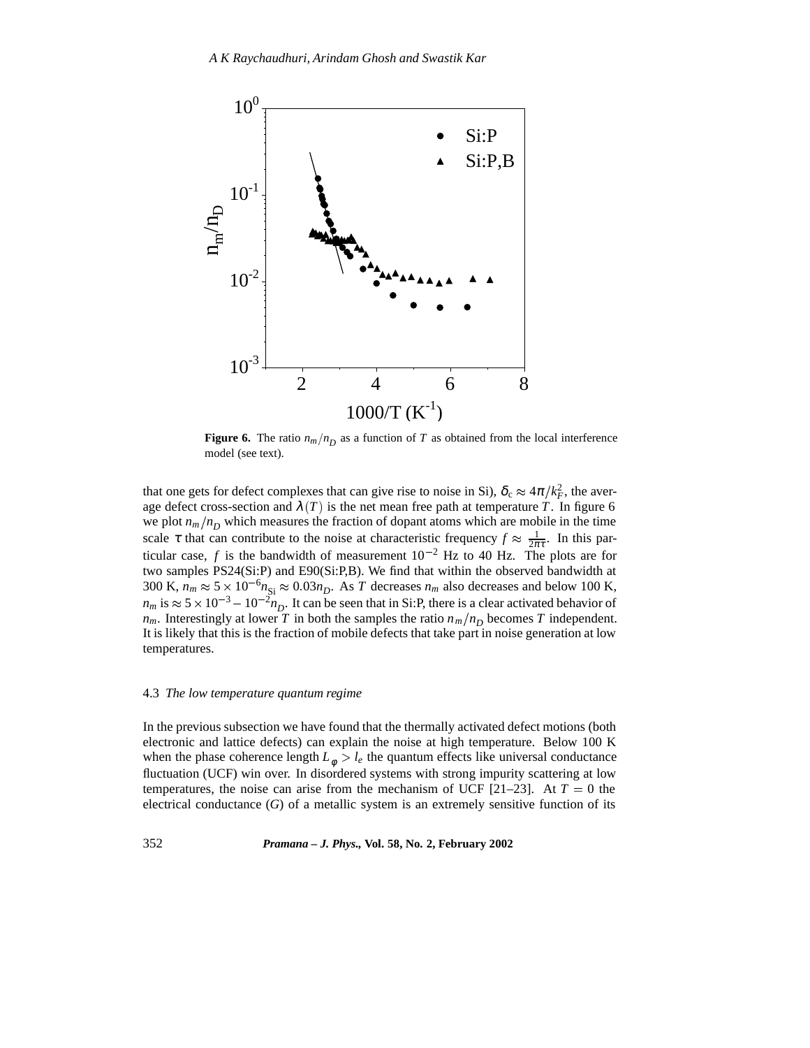**Figure 6.** The ratio $n_m/n_D$ as a function of $T$ as obtained from the local interference model (see text).

that one gets for defect complexes that can give rise to noise in Si), $\delta_c \approx 4\pi/k_F^2$, the average defect cross-section and $\lambda(T)$ is the net mean free path at temperature $T$. In figure 6 we plot $n_m/n_D$ which measures the fraction of dopant atoms which are mobile in the time scale $\tau$ that can contribute to the noise at characteristic frequency $f \approx \frac{1}{2\pi\tau}$. In this particular case, $f$ is the bandwidth of measurement $10^{-2}$ Hz to 40 Hz. The plots are for two samples PS24(Si:P) and E90(Si:P,B). We find that within the observed bandwidth at 300 K, $n_m \approx 5\times10^{-6} n_{\rm Si} \approx 0.03 n_D$. As $T$ decreases $n_m$ also decreases and below 100 K, $n_m$ is $\approx 5\times10^{-3} - 10^{-2} n_D$. It can be seen that in Si:P, there is a clear activated behavior of $n_m$. Interestingly at lower $T$ in both the samples the ratio $n_m/n_D$ becomes $T$ independent. It is likely that this is the fraction of mobile defects that take part in noise generation at low temperatures.

### 4.3 *The low temperature quantum regime*

In the previous subsection we have found that the thermally activated defect motions (both electronic and lattice defects) can explain the noise at high temperature. Below 100 K when the phase coherence length $L_\phi > l_e$ the quantum effects like universal conductance fluctuation (UCF) win over. In disordered systems with strong impurity scattering at low temperatures, the noise can arise from the mechanism of UCF [21–23]. At $T = 0$ the electrical conductance ($G$) of a metallic system is an extremely sensitive function of its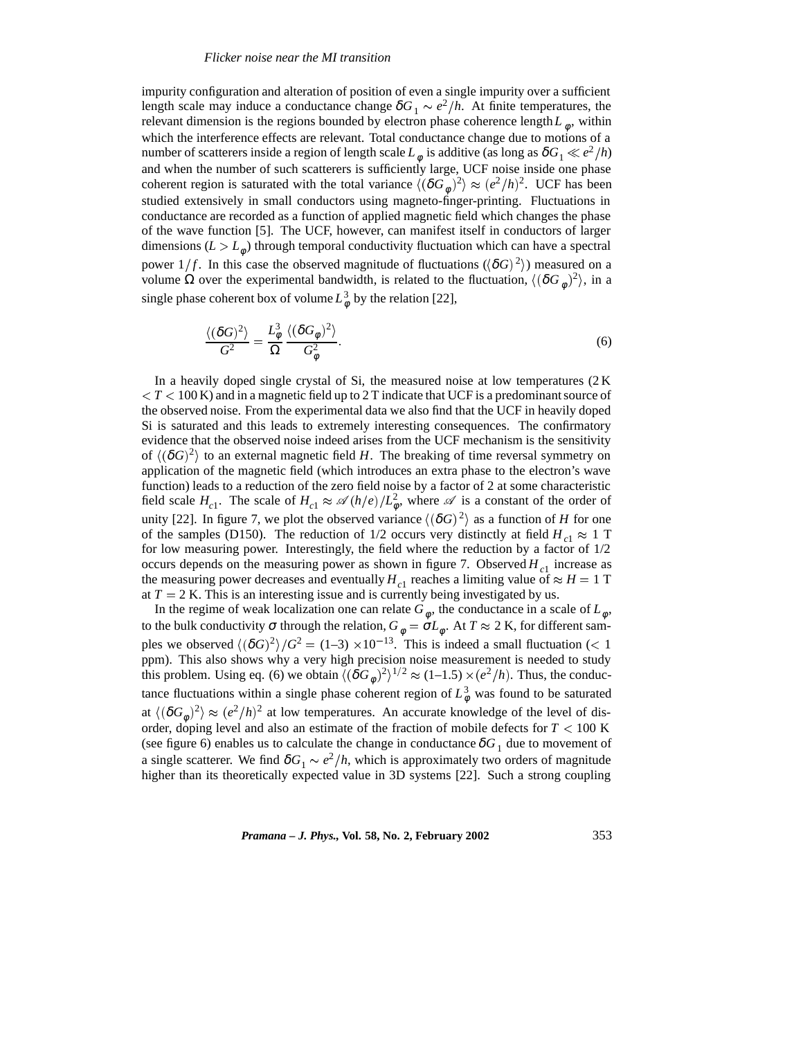impurity configuration and alteration of position of even a single impurity over a sufficient length scale may induce a conductance change $\delta G_1 \sim e^2/h$. At finite temperatures, the relevant dimension is the regions bounded by electron phase coherence length $L_\varphi$, within which the interference effects are relevant. Total conductance change due to motions of a number of scatterers inside a region of length scale $L_\varphi$ is additive (as long as $\delta G_1 \ll e^2/h$) and when the number of such scatterers is sufficiently large, UCF noise inside one phase coherent region is saturated with the total variance $\langle (\delta G_\varphi)^2 \rangle \approx (e^2/h)^2$. UCF has been studied extensively in small conductors using magneto-finger-printing. Fluctuations in conductance are recorded as a function of applied magnetic field which changes the phase of the wave function [5]. The UCF, however, can manifest itself in conductors of larger dimensions ($L > L_\varphi$) through temporal conductivity fluctuation which can have a spectral power $1/f$. In this case the observed magnitude of fluctuations ($\langle (\delta G)^2 \rangle$) measured on a volume $\Omega$ over the experimental bandwidth, is related to the fluctuation, $\langle (\delta G_\varphi)^2 \rangle$, in a single phase coherent box of volume $L_\varphi^3$ by the relation [22],

$$\frac{\langle (\delta G)^2 \rangle}{G^2} = \frac{L_\varphi^3}{\Omega} \frac{\langle (\delta G_\varphi)^2 \rangle}{G_\varphi^2}. \tag{6}$$

In a heavily doped single crystal of Si, the measured noise at low temperatures (2 K $< T <$ 100 K) and in a magnetic field up to 2 T indicate that UCF is a predominant source of the observed noise. From the experimental data we also find that the UCF in heavily doped Si is saturated and this leads to extremely interesting consequences. The confirmatory evidence that the observed noise indeed arises from the UCF mechanism is the sensitivity of $\langle (\delta G)^2 \rangle$ to an external magnetic field $H$. The breaking of time reversal symmetry on application of the magnetic field (which introduces an extra phase to the electron's wave function) leads to a reduction of the zero field noise by a factor of 2 at some characteristic field scale $H_{c1}$. The scale of $H_{c1} \approx \mathscr{A}(h/e)/L_\varphi^2$, where $\mathscr{A}$ is a constant of the order of unity [22]. In figure 7, we plot the observed variance $\langle (\delta G)^2 \rangle$ as a function of $H$ for one of the samples (D150). The reduction of 1/2 occurs very distinctly at field $H_{c1} \approx 1$ T for low measuring power. Interestingly, the field where the reduction by a factor of 1/2 occurs depends on the measuring power as shown in figure 7. Observed $H_{c1}$ increase as the measuring power decreases and eventually $H_{c1}$ reaches a limiting value of $\approx H = 1$ T at $T = 2$ K. This is an interesting issue and is currently being investigated by us.

In the regime of weak localization one can relate $G_\varphi$, the conductance in a scale of $L_\varphi$, to the bulk conductivity $\sigma$ through the relation, $G_\varphi = \sigma L_\varphi$. At $T \approx 2$ K, for different samples we observed $\langle (\delta G)^2 \rangle / G^2 = (1\text{–}3) \times 10^{-13}$. This is indeed a small fluctuation ($< 1$ ppm). This also shows why a very high precision noise measurement is needed to study this problem. Using eq. (6) we obtain $\langle (\delta G_\varphi)^2 \rangle^{1/2} \approx (1\text{–}1.5) \times (e^2/h)$. Thus, the conductance fluctuations within a single phase coherent region of $L_\varphi^3$ was found to be saturated at $\langle (\delta G_\varphi)^2 \rangle \approx (e^2/h)^2$ at low temperatures. An accurate knowledge of the level of disorder, doping level and also an estimate of the fraction of mobile defects for $T < 100$ K (see figure 6) enables us to calculate the change in conductance $\delta G_1$ due to movement of a single scatterer. We find $\delta G_1 \sim e^2/h$, which is approximately two orders of magnitude higher than its theoretically expected value in 3D systems [22]. Such a strong coupling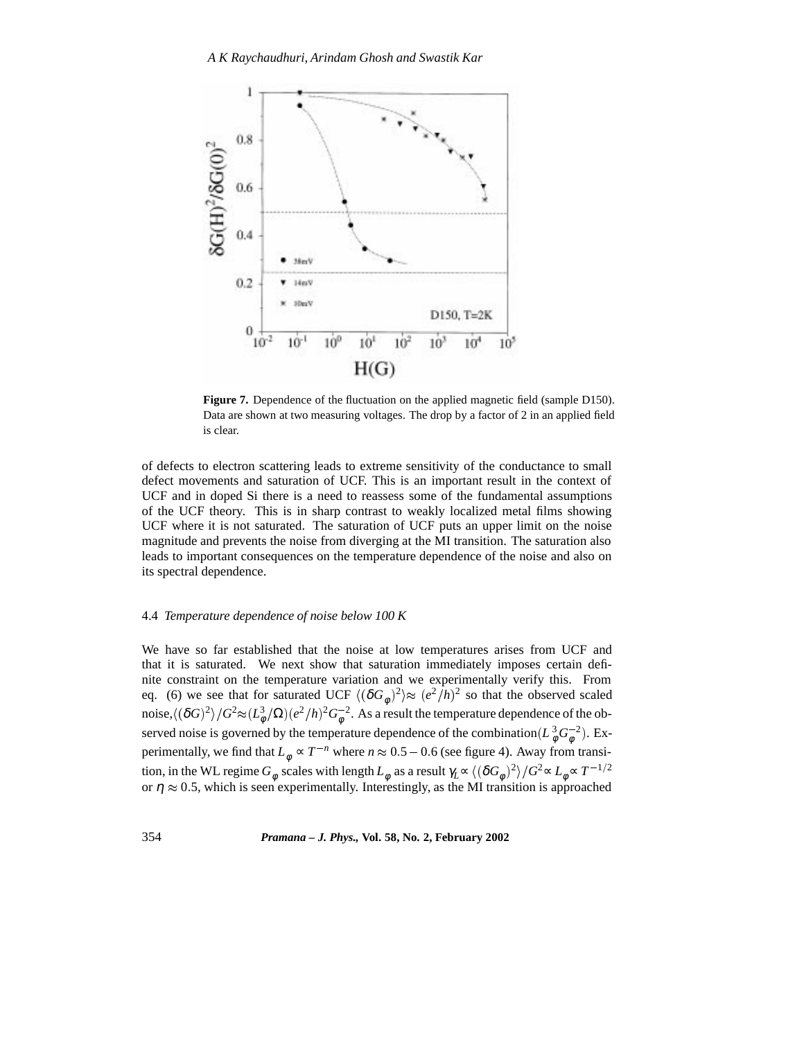**Figure 7.** Dependence of the fluctuation on the applied magnetic field (sample D150). Data are shown at two measuring voltages. The drop by a factor of 2 in an applied field is clear.

of defects to electron scattering leads to extreme sensitivity of the conductance to small defect movements and saturation of UCF. This is an important result in the context of UCF and in doped Si there is a need to reassess some of the fundamental assumptions of the UCF theory. This is in sharp contrast to weakly localized metal films showing UCF where it is not saturated. The saturation of UCF puts an upper limit on the noise magnitude and prevents the noise from diverging at the MI transition. The saturation also leads to important consequences on the temperature dependence of the noise and also on its spectral dependence.

### 4.4 *Temperature dependence of noise below 100 K*

We have so far established that the noise at low temperatures arises from UCF and that it is saturated. We next show that saturation immediately imposes certain definite constraint on the temperature variation and we experimentally verify this. From eq. (6) we see that for saturated UCF $\langle(\delta G_\varphi)^2\rangle \approx (e^2/h)^2$ so that the observed scaled noise, $\langle(\delta G)^2\rangle/G^2 \approx (L_\varphi^3/\Omega)(e^2/h)^2 G_\varphi^{-2}$. As a result the temperature dependence of the observed noise is governed by the temperature dependence of the combination $(L_\varphi^3 G_\varphi^{-2})$. Experimentally, we find that $L_\varphi \propto T^{-n}$ where $n \approx 0.5-0.6$ (see figure 4). Away from transition, in the WL regime $G_\varphi$ scales with length $L_\varphi$ as a result $\gamma_L \propto \langle(\delta G_\varphi)^2\rangle/G^2 \propto L_\varphi \propto T^{-1/2}$ or $\eta \approx 0.5$, which is seen experimentally. Interestingly, as the MI transition is approached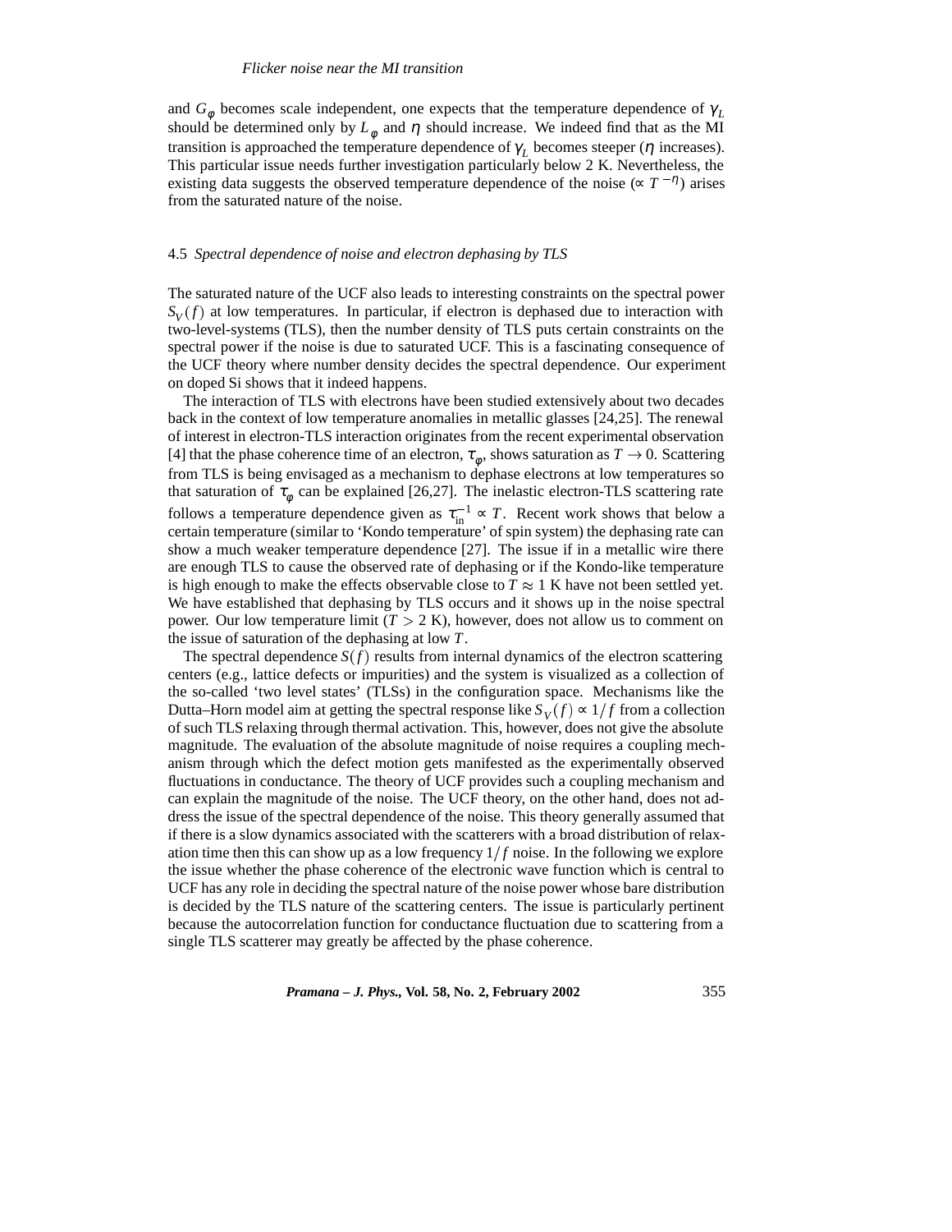and $G_\phi$ becomes scale independent, one expects that the temperature dependence of $\gamma_L$ should be determined only by $L_\phi$ and $\eta$ should increase. We indeed find that as the MI transition is approached the temperature dependence of $\gamma_L$ becomes steeper ($\eta$ increases). This particular issue needs further investigation particularly below 2 K. Nevertheless, the existing data suggests the observed temperature dependence of the noise ($\propto T^{-\eta}$) arises from the saturated nature of the noise.

### 4.5 *Spectral dependence of noise and electron dephasing by TLS*

The saturated nature of the UCF also leads to interesting constraints on the spectral power $S_V(f)$ at low temperatures. In particular, if electron is dephased due to interaction with two-level-systems (TLS), then the number density of TLS puts certain constraints on the spectral power if the noise is due to saturated UCF. This is a fascinating consequence of the UCF theory where number density decides the spectral dependence. Our experiment on doped Si shows that it indeed happens.

The interaction of TLS with electrons have been studied extensively about two decades back in the context of low temperature anomalies in metallic glasses [24,25]. The renewal of interest in electron-TLS interaction originates from the recent experimental observation [4] that the phase coherence time of an electron, $\tau_\phi$, shows saturation as $T \to 0$. Scattering from TLS is being envisaged as a mechanism to dephase electrons at low temperatures so that saturation of $\tau_\phi$ can be explained [26,27]. The inelastic electron-TLS scattering rate follows a temperature dependence given as $\tau_{\text{in}}^{-1} \propto T$. Recent work shows that below a certain temperature (similar to 'Kondo temperature' of spin system) the dephasing rate can show a much weaker temperature dependence [27]. The issue if in a metallic wire there are enough TLS to cause the observed rate of dephasing or if the Kondo-like temperature is high enough to make the effects observable close to $T \approx 1$ K have not been settled yet. We have established that dephasing by TLS occurs and it shows up in the noise spectral power. Our low temperature limit ($T > 2$ K), however, does not allow us to comment on the issue of saturation of the dephasing at low $T$.

The spectral dependence $S(f)$ results from internal dynamics of the electron scattering centers (e.g., lattice defects or impurities) and the system is visualized as a collection of the so-called 'two level states' (TLSs) in the configuration space. Mechanisms like the Dutta–Horn model aim at getting the spectral response like $S_V(f) \propto 1/f$ from a collection of such TLS relaxing through thermal activation. This, however, does not give the absolute magnitude. The evaluation of the absolute magnitude of noise requires a coupling mechanism through which the defect motion gets manifested as the experimentally observed fluctuations in conductance. The theory of UCF provides such a coupling mechanism and can explain the magnitude of the noise. The UCF theory, on the other hand, does not address the issue of the spectral dependence of the noise. This theory generally assumed that if there is a slow dynamics associated with the scatterers with a broad distribution of relaxation time then this can show up as a low frequency $1/f$ noise. In the following we explore the issue whether the phase coherence of the electronic wave function which is central to UCF has any role in deciding the spectral nature of the noise power whose bare distribution is decided by the TLS nature of the scattering centers. The issue is particularly pertinent because the autocorrelation function for conductance fluctuation due to scattering from a single TLS scatterer may greatly be affected by the phase coherence.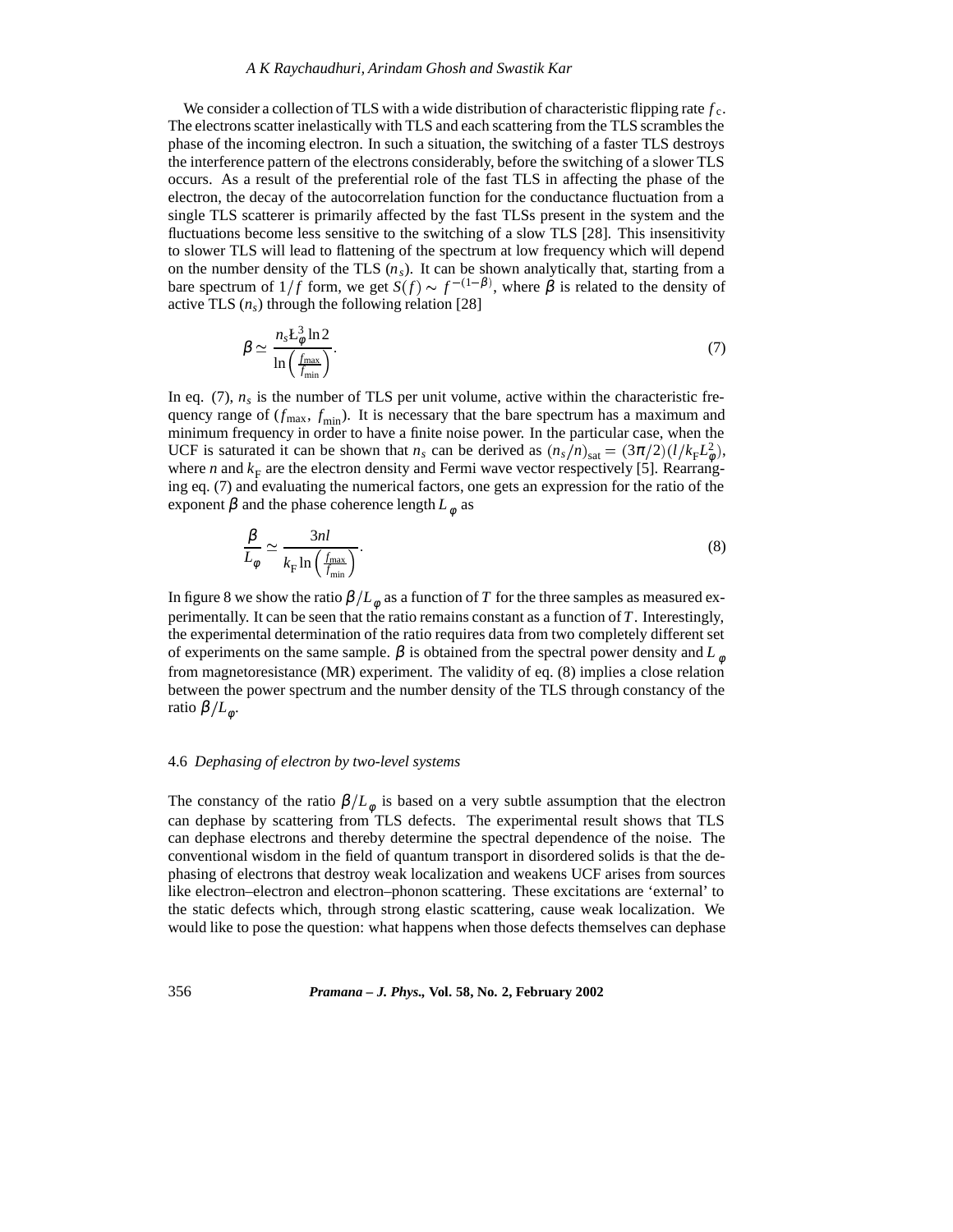We consider a collection of TLS with a wide distribution of characteristic flipping rate $f_c$. The electrons scatter inelastically with TLS and each scattering from the TLS scrambles the phase of the incoming electron. In such a situation, the switching of a faster TLS destroys the interference pattern of the electrons considerably, before the switching of a slower TLS occurs. As a result of the preferential role of the fast TLS in affecting the phase of the electron, the decay of the autocorrelation function for the conductance fluctuation from a single TLS scatterer is primarily affected by the fast TLSs present in the system and the fluctuations become less sensitive to the switching of a slow TLS [28]. This insensitivity to slower TLS will lead to flattening of the spectrum at low frequency which will depend on the number density of the TLS ($n_s$). It can be shown analytically that, starting from a bare spectrum of $1/f$ form, we get $S(f) \sim f^{-(1-\beta)}$, where $\beta$ is related to the density of active TLS ($n_s$) through the following relation [28]

$$\beta \simeq \frac{n_s L_\phi^3 \ln 2}{\ln\left(\frac{f_{\max}}{f_{\min}}\right)}. \tag{7}$$

In eq. (7), $n_s$ is the number of TLS per unit volume, active within the characteristic frequency range of ($f_{\max}$, $f_{\min}$). It is necessary that the bare spectrum has a maximum and minimum frequency in order to have a finite noise power. In the particular case, when the UCF is saturated it can be shown that $n_s$ can be derived as $(n_s/n)_{\text{sat}} = (3\pi/2)(l/k_F L_\phi^2)$, where $n$ and $k_F$ are the electron density and Fermi wave vector respectively [5]. Rearranging eq. (7) and evaluating the numerical factors, one gets an expression for the ratio of the exponent $\beta$ and the phase coherence length $L_\phi$ as

$$\frac{\beta}{L_\phi} \simeq \frac{3nl}{k_F \ln\left(\frac{f_{\max}}{f_{\min}}\right)}. \tag{8}$$

In figure 8 we show the ratio $\beta/L_\phi$ as a function of $T$ for the three samples as measured experimentally. It can be seen that the ratio remains constant as a function of $T$. Interestingly, the experimental determination of the ratio requires data from two completely different set of experiments on the same sample. $\beta$ is obtained from the spectral power density and $L_\phi$ from magnetoresistance (MR) experiment. The validity of eq. (8) implies a close relation between the power spectrum and the number density of the TLS through constancy of the ratio $\beta/L_\phi$.

### 4.6 *Dephasing of electron by two-level systems*

The constancy of the ratio $\beta/L_\phi$ is based on a very subtle assumption that the electron can dephase by scattering from TLS defects. The experimental result shows that TLS can dephase electrons and thereby determine the spectral dependence of the noise. The conventional wisdom in the field of quantum transport in disordered solids is that the dephasing of electrons that destroy weak localization and weakens UCF arises from sources like electron–electron and electron–phonon scattering. These excitations are 'external' to the static defects which, through strong elastic scattering, cause weak localization. We would like to pose the question: what happens when those defects themselves can dephase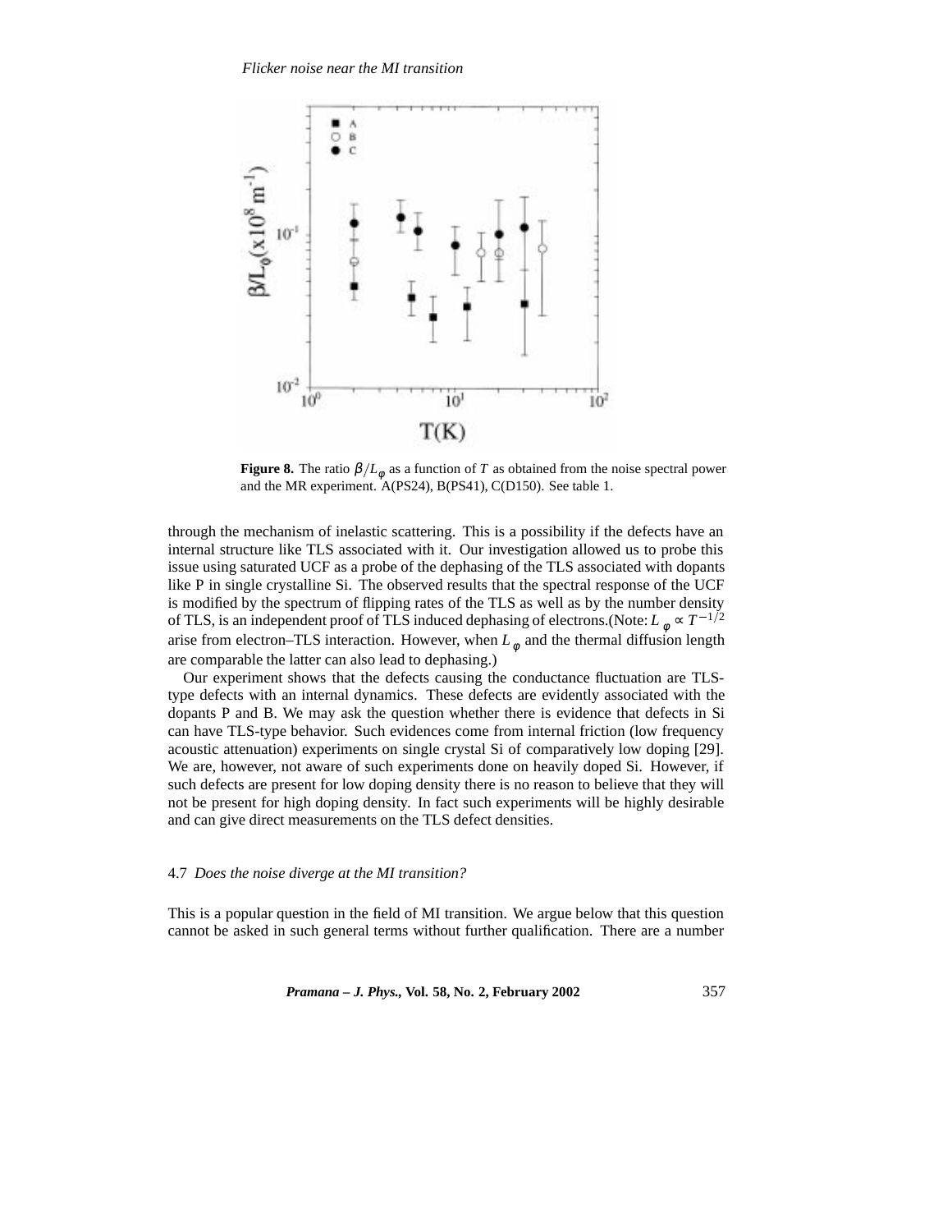**Figure 8.** The ratio $\beta/L_\phi$ as a function of $T$ as obtained from the noise spectral power and the MR experiment. A(PS24), B(PS41), C(D150). See table 1.

through the mechanism of inelastic scattering. This is a possibility if the defects have an internal structure like TLS associated with it. Our investigation allowed us to probe this issue using saturated UCF as a probe of the dephasing of the TLS associated with dopants like P in single crystalline Si. The observed results that the spectral response of the UCF is modified by the spectrum of flipping rates of the TLS as well as by the number density of TLS, is an independent proof of TLS induced dephasing of electrons.(Note: $L_\phi \propto T^{-1/2}$ arise from electron–TLS interaction. However, when $L_\phi$ and the thermal diffusion length are comparable the latter can also lead to dephasing.)

Our experiment shows that the defects causing the conductance fluctuation are TLS-type defects with an internal dynamics. These defects are evidently associated with the dopants P and B. We may ask the question whether there is evidence that defects in Si can have TLS-type behavior. Such evidences come from internal friction (low frequency acoustic attenuation) experiments on single crystal Si of comparatively low doping [29]. We are, however, not aware of such experiments done on heavily doped Si. However, if such defects are present for low doping density there is no reason to believe that they will not be present for high doping density. In fact such experiments will be highly desirable and can give direct measurements on the TLS defect densities.

### 4.7 *Does the noise diverge at the MI transition?*

This is a popular question in the field of MI transition. We argue below that this question cannot be asked in such general terms without further qualification. There are a number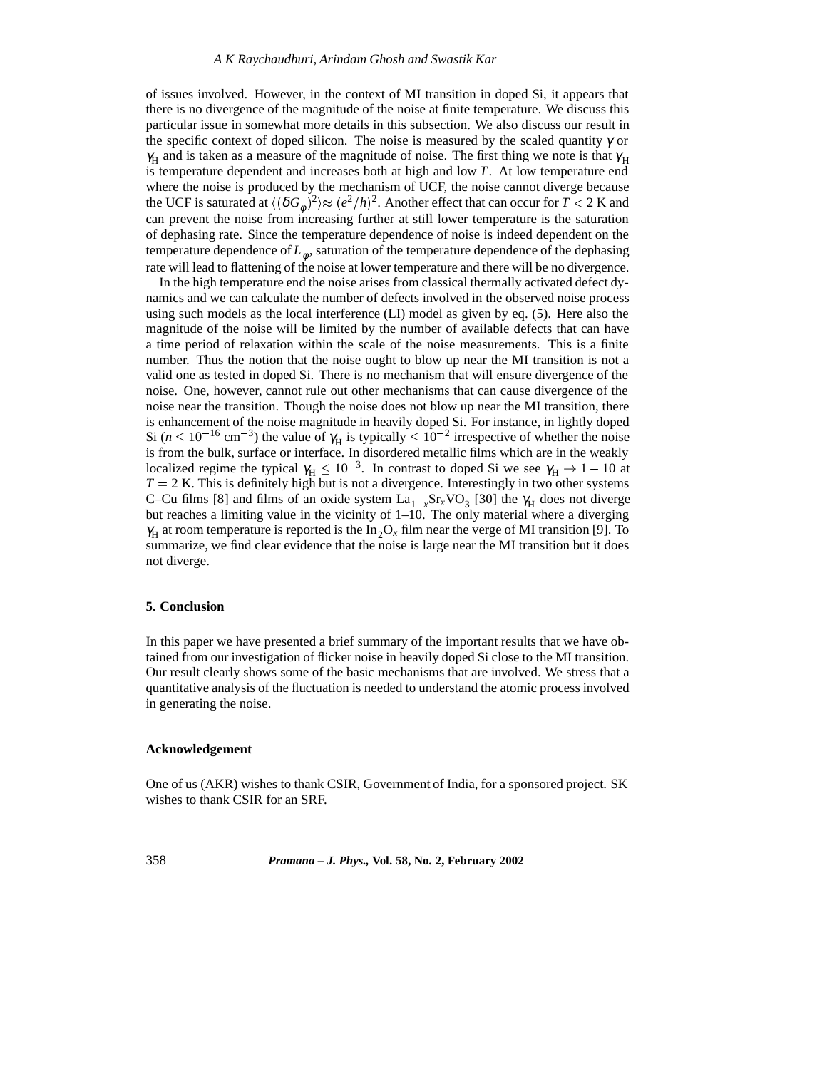of issues involved. However, in the context of MI transition in doped Si, it appears that there is no divergence of the magnitude of the noise at finite temperature. We discuss this particular issue in somewhat more details in this subsection. We also discuss our result in the specific context of doped silicon. The noise is measured by the scaled quantity $\gamma$ or $\gamma_{\rm H}$ and is taken as a measure of the magnitude of noise. The first thing we note is that $\gamma_{\rm H}$ is temperature dependent and increases both at high and low $T$. At low temperature end where the noise is produced by the mechanism of UCF, the noise cannot diverge because the UCF is saturated at $\langle(\delta G_\phi)^2\rangle \approx (e^2/h)^2$. Another effect that can occur for $T < 2$ K and can prevent the noise from increasing further at still lower temperature is the saturation of dephasing rate. Since the temperature dependence of noise is indeed dependent on the temperature dependence of $L_\phi$, saturation of the temperature dependence of the dephasing rate will lead to flattening of the noise at lower temperature and there will be no divergence.

In the high temperature end the noise arises from classical thermally activated defect dynamics and we can calculate the number of defects involved in the observed noise process using such models as the local interference (LI) model as given by eq. (5). Here also the magnitude of the noise will be limited by the number of available defects that can have a time period of relaxation within the scale of the noise measurements. This is a finite number. Thus the notion that the noise ought to blow up near the MI transition is not a valid one as tested in doped Si. There is no mechanism that will ensure divergence of the noise. One, however, cannot rule out other mechanisms that can cause divergence of the noise near the transition. Though the noise does not blow up near the MI transition, there is enhancement of the noise magnitude in heavily doped Si. For instance, in lightly doped Si ($n \leq 10^{-16}$ cm$^{-3}$) the value of $\gamma_{\rm H}$ is typically $\leq 10^{-2}$ irrespective of whether the noise is from the bulk, surface or interface. In disordered metallic films which are in the weakly localized regime the typical $\gamma_{\rm H} \leq 10^{-3}$. In contrast to doped Si we see $\gamma_{\rm H} \rightarrow 1-10$ at $T = 2$ K. This is definitely high but is not a divergence. Interestingly in two other systems C–Cu films [8] and films of an oxide system $La_{1-x}Sr_xVO_3$ [30] the $\gamma_{\rm H}$ does not diverge but reaches a limiting value in the vicinity of 1–10. The only material where a diverging $\gamma_{\rm H}$ at room temperature is reported is the $In_2O_x$ film near the verge of MI transition [9]. To summarize, we find clear evidence that the noise is large near the MI transition but it does not diverge.

## 5. Conclusion

In this paper we have presented a brief summary of the important results that we have obtained from our investigation of flicker noise in heavily doped Si close to the MI transition. Our result clearly shows some of the basic mechanisms that are involved. We stress that a quantitative analysis of the fluctuation is needed to understand the atomic process involved in generating the noise.

## Acknowledgement

One of us (AKR) wishes to thank CSIR, Government of India, for a sponsored project. SK wishes to thank CSIR for an SRF.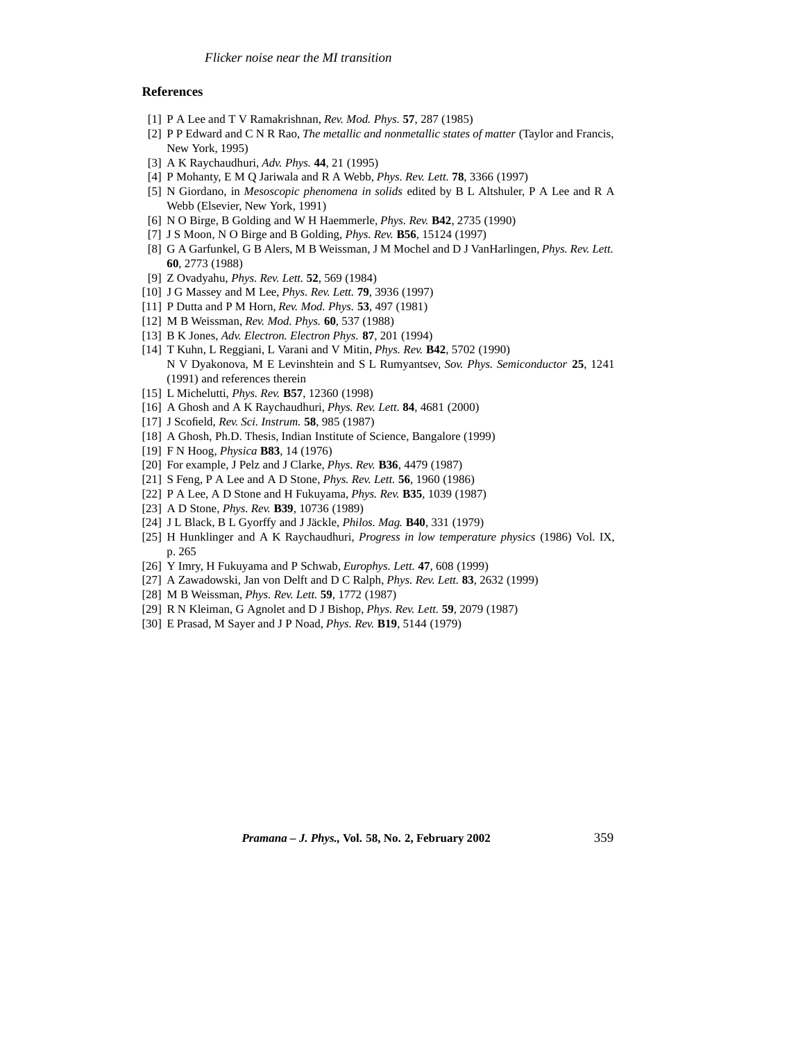## References

[1] P A Lee and T V Ramakrishnan, *Rev. Mod. Phys.* **57**, 287 (1985)
[2] P P Edward and C N R Rao, *The metallic and nonmetallic states of matter* (Taylor and Francis, New York, 1995)
[3] A K Raychaudhuri, *Adv. Phys.* **44**, 21 (1995)
[4] P Mohanty, E M Q Jariwala and R A Webb, *Phys. Rev. Lett.* **78**, 3366 (1997)
[5] N Giordano, in *Mesoscopic phenomena in solids* edited by B L Altshuler, P A Lee and R A Webb (Elsevier, New York, 1991)
[6] N O Birge, B Golding and W H Haemmerle, *Phys. Rev.* **B42**, 2735 (1990)
[7] J S Moon, N O Birge and B Golding, *Phys. Rev.* **B56**, 15124 (1997)
[8] G A Garfunkel, G B Alers, M B Weissman, J M Mochel and D J VanHarlingen, *Phys. Rev. Lett.* **60**, 2773 (1988)
[9] Z Ovadyahu, *Phys. Rev. Lett.* **52**, 569 (1984)
[10] J G Massey and M Lee, *Phys. Rev. Lett.* **79**, 3936 (1997)
[11] P Dutta and P M Horn, *Rev. Mod. Phys.* **53**, 497 (1981)
[12] M B Weissman, *Rev. Mod. Phys.* **60**, 537 (1988)
[13] B K Jones, *Adv. Electron. Electron Phys.* **87**, 201 (1994)
[14] T Kuhn, L Reggiani, L Varani and V Mitin, *Phys. Rev.* **B42**, 5702 (1990)
N V Dyakonova, M E Levinshtein and S L Rumyantsev, *Sov. Phys. Semiconductor* **25**, 1241 (1991) and references therein
[15] L Michelutti, *Phys. Rev.* **B57**, 12360 (1998)
[16] A Ghosh and A K Raychaudhuri, *Phys. Rev. Lett.* **84**, 4681 (2000)
[17] J Scofield, *Rev. Sci. Instrum.* **58**, 985 (1987)
[18] A Ghosh, Ph.D. Thesis, Indian Institute of Science, Bangalore (1999)
[19] F N Hoog, *Physica* **B83**, 14 (1976)
[20] For example, J Pelz and J Clarke, *Phys. Rev.* **B36**, 4479 (1987)
[21] S Feng, P A Lee and A D Stone, *Phys. Rev. Lett.* **56**, 1960 (1986)
[22] P A Lee, A D Stone and H Fukuyama, *Phys. Rev.* **B35**, 1039 (1987)
[23] A D Stone, *Phys. Rev.* **B39**, 10736 (1989)
[24] J L Black, B L Gyorffy and J Jäckle, *Philos. Mag.* **B40**, 331 (1979)
[25] H Hunklinger and A K Raychaudhuri, *Progress in low temperature physics* (1986) Vol. IX, p. 265
[26] Y Imry, H Fukuyama and P Schwab, *Europhys. Lett.* **47**, 608 (1999)
[27] A Zawadowski, Jan von Delft and D C Ralph, *Phys. Rev. Lett.* **83**, 2632 (1999)
[28] M B Weissman, *Phys. Rev. Lett.* **59**, 1772 (1987)
[29] R N Kleiman, G Agnolet and D J Bishop, *Phys. Rev. Lett.* **59**, 2079 (1987)
[30] E Prasad, M Sayer and J P Noad, *Phys. Rev.* **B19**, 5144 (1979)